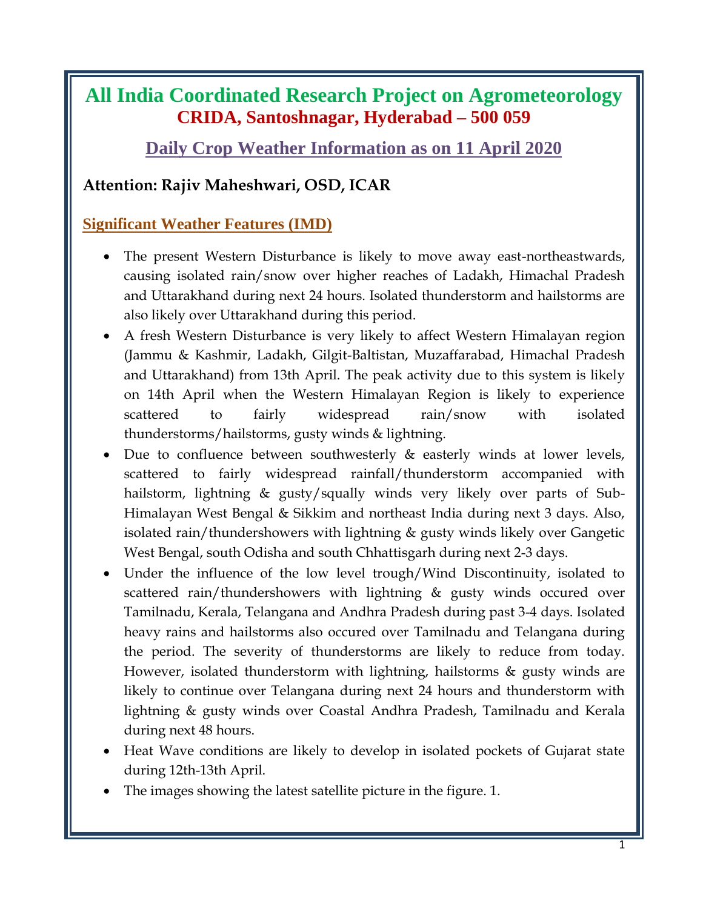# All India Coordinated Research Project on Agrometeorology

## CRIDA, Santoshnagar, Hyderabad – 500 059

## Daily Crop Weather Information as on 11 April 2020

**Attention: Rajiv Maheshwari, OSD, ICAR**

### Significant Weather Features (IMD)

- The present Western Disturbance is likely to move away east-northeastwards, causing isolated rain/snow over higher reaches of Ladakh, Himachal Pradesh and Uttarakhand during next 24 hours. Isolated thunderstorm and hailstorms are also likely over Uttarakhand during this period.
- A fresh Western Disturbance is very likely to affect Western Himalayan region (Jammu & Kashmir, Ladakh, Gilgit-Baltistan, Muzaffarabad, Himachal Pradesh and Uttarakhand) from 13th April. The peak activity due to this system is likely on 14th April when the Western Himalayan Region is likely to experience scattered to fairly widespread rain/snow with isolated thunderstorms/hailstorms, gusty winds & lightning.
- Due to confluence between southwesterly & easterly winds at lower levels, scattered to fairly widespread rainfall/thunderstorm accompanied with hailstorm, lightning & gusty/squally winds very likely over parts of Sub-Himalayan West Bengal & Sikkim and northeast India during next 3 days. Also, isolated rain/thundershowers with lightning & gusty winds likely over Gangetic West Bengal, south Odisha and south Chhattisgarh during next 2-3 days.
- Under the influence of the low level trough/Wind Discontinuity, isolated to scattered rain/thundershowers with lightning & gusty winds occured over Tamilnadu, Kerala, Telangana and Andhra Pradesh during past 3-4 days. Isolated heavy rains and hailstorms also occured over Tamilnadu and Telangana during the period. The severity of thunderstorms are likely to reduce from today. However, isolated thunderstorm with lightning, hailstorms & gusty winds are likely to continue over Telangana during next 24 hours and thunderstorm with lightning & gusty winds over Coastal Andhra Pradesh, Tamilnadu and Kerala during next 48 hours.
- Heat Wave conditions are likely to develop in isolated pockets of Gujarat state during 12th-13th April.
- The images showing the latest satellite picture in the figure. 1.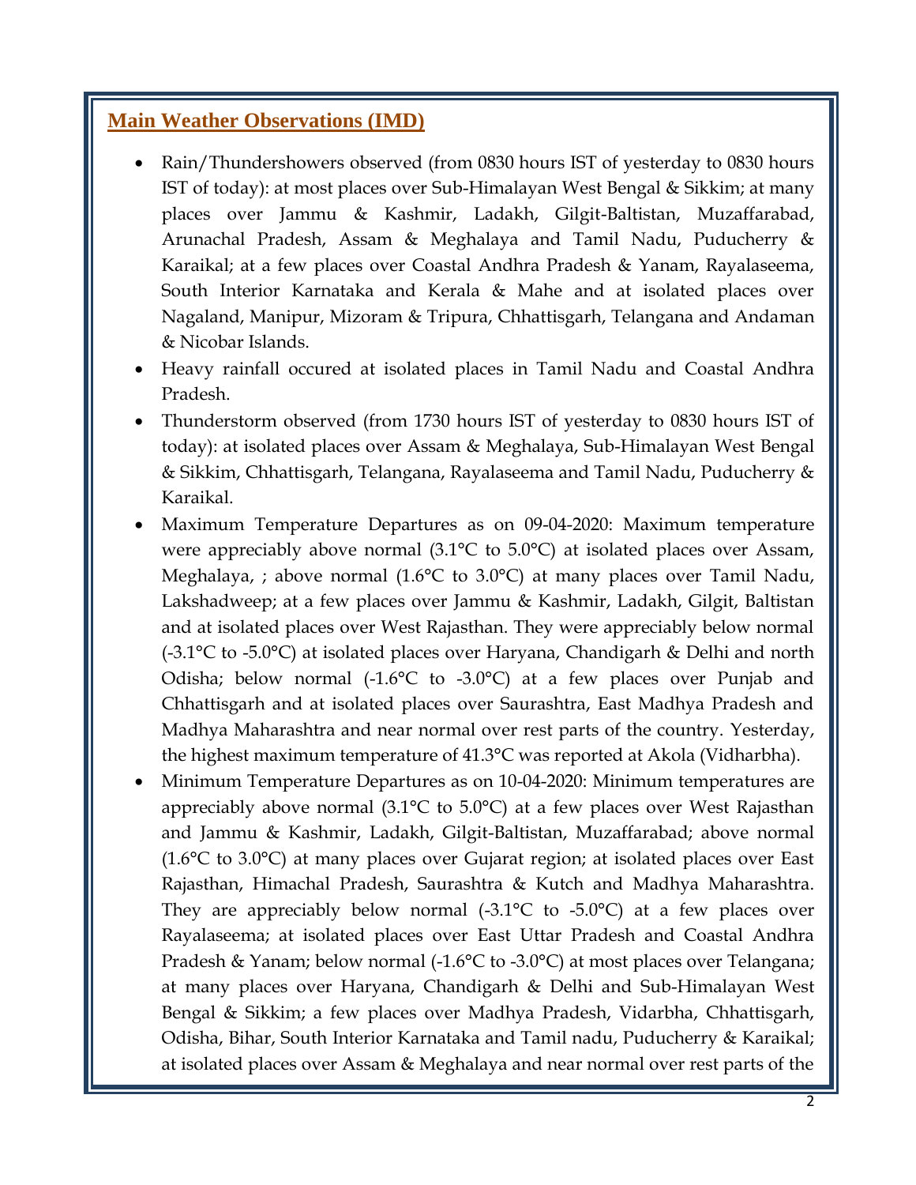## Main Weather Observations (IMD)

- Rain/Thundershowers observed (from 0830 hours IST of yesterday to 0830 hours IST of today): at most places over Sub-Himalayan West Bengal & Sikkim; at many places over Jammu & Kashmir, Ladakh, Gilgit-Baltistan, Muzaffarabad, Arunachal Pradesh, Assam & Meghalaya and Tamil Nadu, Puducherry & Karaikal; at a few places over Coastal Andhra Pradesh & Yanam, Rayalaseema, South Interior Karnataka and Kerala & Mahe and at isolated places over Nagaland, Manipur, Mizoram & Tripura, Chhattisgarh, Telangana and Andaman & Nicobar Islands.
- Heavy rainfall occured at isolated places in Tamil Nadu and Coastal Andhra Pradesh.
- Thunderstorm observed (from 1730 hours IST of yesterday to 0830 hours IST of today): at isolated places over Assam & Meghalaya, Sub-Himalayan West Bengal & Sikkim, Chhattisgarh, Telangana, Rayalaseema and Tamil Nadu, Puducherry & Karaikal.
- Maximum Temperature Departures as on 09-04-2020: Maximum temperature were appreciably above normal (3.1°C to 5.0°C) at isolated places over Assam, Meghalaya, ; above normal (1.6°C to 3.0°C) at many places over Tamil Nadu, Lakshadweep; at a few places over Jammu & Kashmir, Ladakh, Gilgit, Baltistan and at isolated places over West Rajasthan. They were appreciably below normal (-3.1°C to -5.0°C) at isolated places over Haryana, Chandigarh & Delhi and north Odisha; below normal (-1.6°C to -3.0°C) at a few places over Punjab and Chhattisgarh and at isolated places over Saurashtra, East Madhya Pradesh and Madhya Maharashtra and near normal over rest parts of the country. Yesterday, the highest maximum temperature of 41.3°C was reported at Akola (Vidharbha).
- Minimum Temperature Departures as on 10-04-2020: Minimum temperatures are appreciably above normal (3.1°C to 5.0°C) at a few places over West Rajasthan and Jammu & Kashmir, Ladakh, Gilgit-Baltistan, Muzaffarabad; above normal (1.6°C to 3.0°C) at many places over Gujarat region; at isolated places over East Rajasthan, Himachal Pradesh, Saurashtra & Kutch and Madhya Maharashtra. They are appreciably below normal (-3.1°C to -5.0°C) at a few places over Rayalaseema; at isolated places over East Uttar Pradesh and Coastal Andhra Pradesh & Yanam; below normal (-1.6°C to -3.0°C) at most places over Telangana; at many places over Haryana, Chandigarh & Delhi and Sub-Himalayan West Bengal & Sikkim; a few places over Madhya Pradesh, Vidarbha, Chhattisgarh, Odisha, Bihar, South Interior Karnataka and Tamil nadu, Puducherry & Karaikal; at isolated places over Assam & Meghalaya and near normal over rest parts of the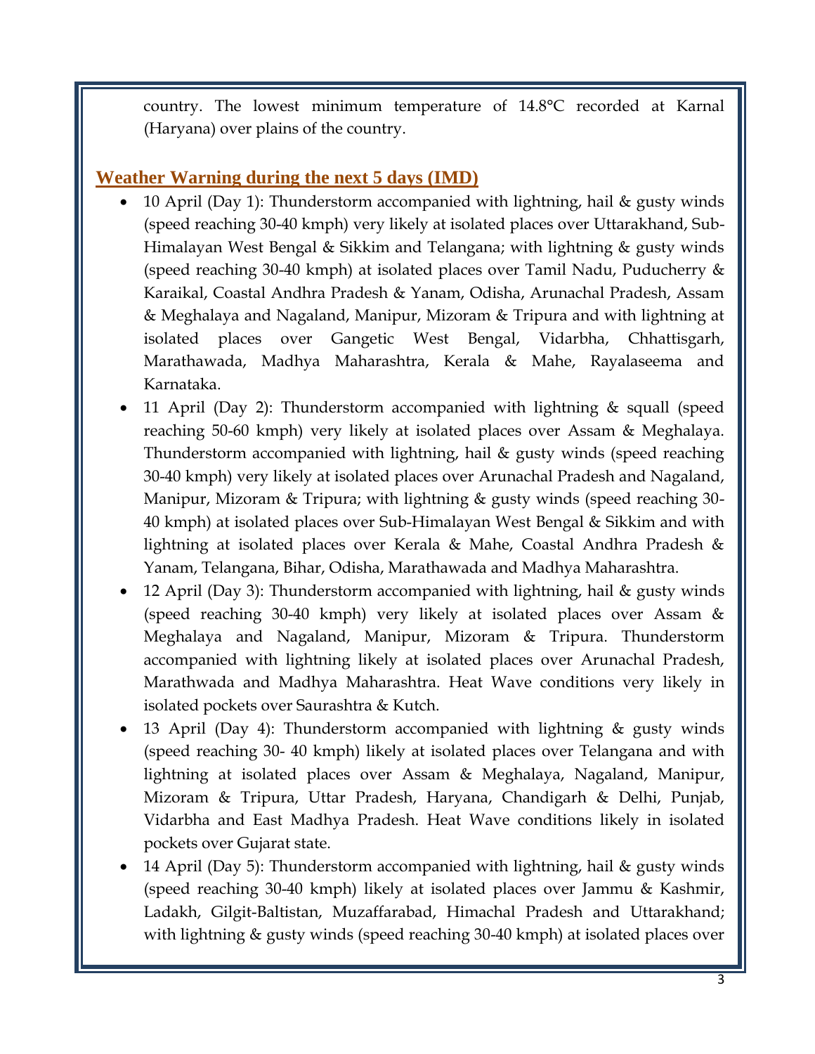country. The lowest minimum temperature of 14.8°C recorded at Karnal (Haryana) over plains of the country.

## Weather Warning during the next 5 days (IMD)

- 10 April (Day 1): Thunderstorm accompanied with lightning, hail & gusty winds (speed reaching 30-40 kmph) very likely at isolated places over Uttarakhand, Sub-Himalayan West Bengal & Sikkim and Telangana; with lightning & gusty winds (speed reaching 30-40 kmph) at isolated places over Tamil Nadu, Puducherry & Karaikal, Coastal Andhra Pradesh & Yanam, Odisha, Arunachal Pradesh, Assam & Meghalaya and Nagaland, Manipur, Mizoram & Tripura and with lightning at isolated places over Gangetic West Bengal, Vidarbha, Chhattisgarh, Marathawada, Madhya Maharashtra, Kerala & Mahe, Rayalaseema and Karnataka.
- 11 April (Day 2): Thunderstorm accompanied with lightning & squall (speed reaching 50-60 kmph) very likely at isolated places over Assam & Meghalaya. Thunderstorm accompanied with lightning, hail & gusty winds (speed reaching 30-40 kmph) very likely at isolated places over Arunachal Pradesh and Nagaland, Manipur, Mizoram & Tripura; with lightning & gusty winds (speed reaching 30-40 kmph) at isolated places over Sub-Himalayan West Bengal & Sikkim and with lightning at isolated places over Kerala & Mahe, Coastal Andhra Pradesh & Yanam, Telangana, Bihar, Odisha, Marathawada and Madhya Maharashtra.
- 12 April (Day 3): Thunderstorm accompanied with lightning, hail & gusty winds (speed reaching 30-40 kmph) very likely at isolated places over Assam & Meghalaya and Nagaland, Manipur, Mizoram & Tripura. Thunderstorm accompanied with lightning likely at isolated places over Arunachal Pradesh, Marathwada and Madhya Maharashtra. Heat Wave conditions very likely in isolated pockets over Saurashtra & Kutch.
- 13 April (Day 4): Thunderstorm accompanied with lightning & gusty winds (speed reaching 30- 40 kmph) likely at isolated places over Telangana and with lightning at isolated places over Assam & Meghalaya, Nagaland, Manipur, Mizoram & Tripura, Uttar Pradesh, Haryana, Chandigarh & Delhi, Punjab, Vidarbha and East Madhya Pradesh. Heat Wave conditions likely in isolated pockets over Gujarat state.
- 14 April (Day 5): Thunderstorm accompanied with lightning, hail & gusty winds (speed reaching 30-40 kmph) likely at isolated places over Jammu & Kashmir, Ladakh, Gilgit-Baltistan, Muzaffarabad, Himachal Pradesh and Uttarakhand; with lightning & gusty winds (speed reaching 30-40 kmph) at isolated places over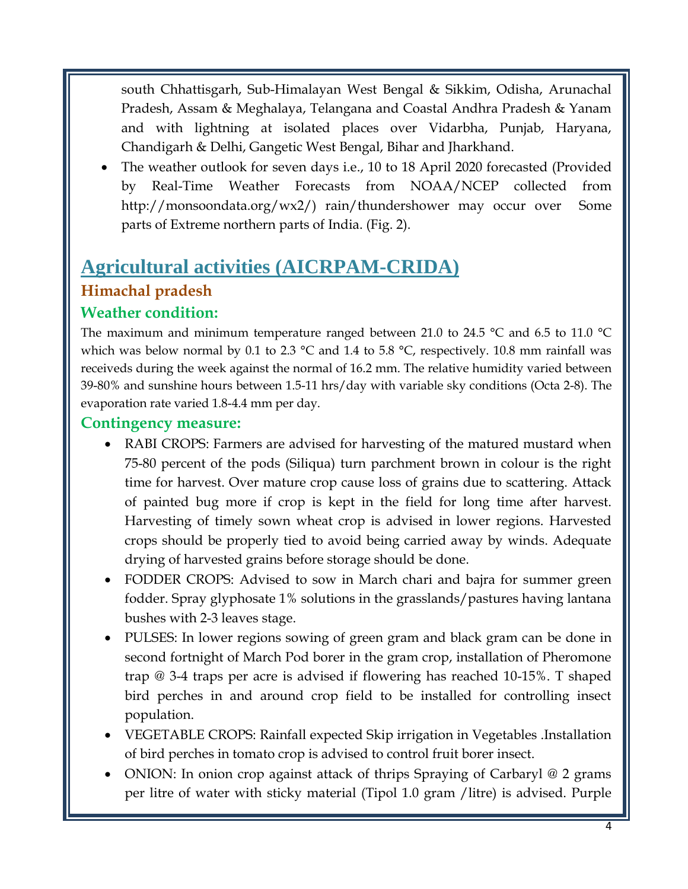south Chhattisgarh, Sub-Himalayan West Bengal & Sikkim, Odisha, Arunachal Pradesh, Assam & Meghalaya, Telangana and Coastal Andhra Pradesh & Yanam and with lightning at isolated places over Vidarbha, Punjab, Haryana, Chandigarh & Delhi, Gangetic West Bengal, Bihar and Jharkhand.

- The weather outlook for seven days i.e., 10 to 18 April 2020 forecasted (Provided by Real-Time Weather Forecasts from NOAA/NCEP collected from http://monsoondata.org/wx2/) rain/thundershower may occur over Some parts of Extreme northern parts of India. (Fig. 2).

# Agricultural activities (AICRPAM-CRIDA)

## Himachal pradesh

### Weather condition:

The maximum and minimum temperature ranged between 21.0 to 24.5 °C and 6.5 to 11.0 °C which was below normal by 0.1 to 2.3 °C and 1.4 to 5.8 °C, respectively. 10.8 mm rainfall was receiveds during the week against the normal of 16.2 mm. The relative humidity varied between 39-80% and sunshine hours between 1.5-11 hrs/day with variable sky conditions (Octa 2-8). The evaporation rate varied 1.8-4.4 mm per day.

### Contingency measure:

- RABI CROPS: Farmers are advised for harvesting of the matured mustard when 75-80 percent of the pods (Siliqua) turn parchment brown in colour is the right time for harvest. Over mature crop cause loss of grains due to scattering. Attack of painted bug more if crop is kept in the field for long time after harvest. Harvesting of timely sown wheat crop is advised in lower regions. Harvested crops should be properly tied to avoid being carried away by winds. Adequate drying of harvested grains before storage should be done.
- FODDER CROPS: Advised to sow in March chari and bajra for summer green fodder. Spray glyphosate 1% solutions in the grasslands/pastures having lantana bushes with 2-3 leaves stage.
- PULSES: In lower regions sowing of green gram and black gram can be done in second fortnight of March Pod borer in the gram crop, installation of Pheromone trap @ 3-4 traps per acre is advised if flowering has reached 10-15%. T shaped bird perches in and around crop field to be installed for controlling insect population.
- VEGETABLE CROPS: Rainfall expected Skip irrigation in Vegetables .Installation of bird perches in tomato crop is advised to control fruit borer insect.
- ONION: In onion crop against attack of thrips Spraying of Carbaryl @ 2 grams per litre of water with sticky material (Tipol 1.0 gram /litre) is advised. Purple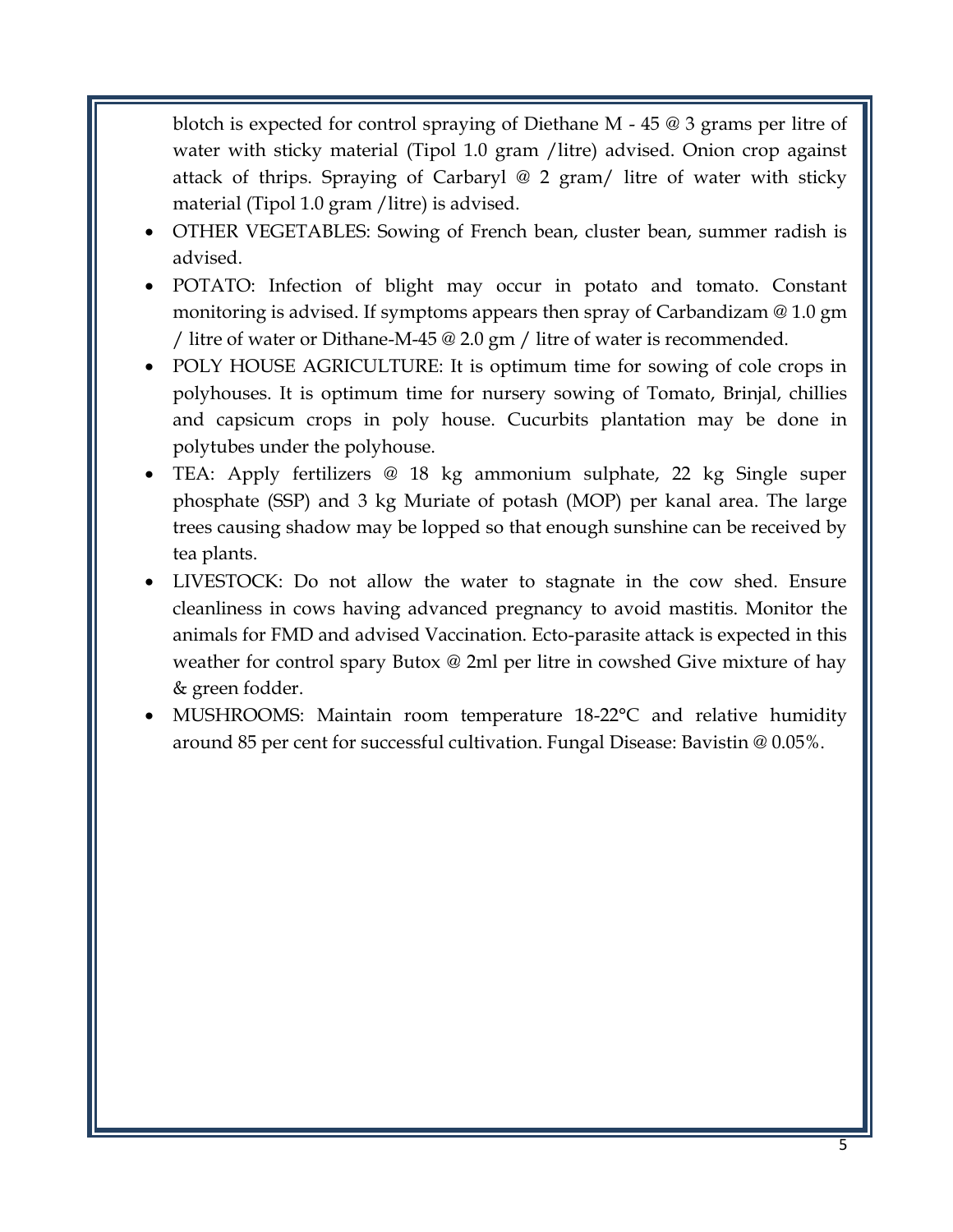blotch is expected for control spraying of Diethane M - 45 @ 3 grams per litre of water with sticky material (Tipol 1.0 gram /litre) advised. Onion crop against attack of thrips. Spraying of Carbaryl @ 2 gram/ litre of water with sticky material (Tipol 1.0 gram /litre) is advised.

- OTHER VEGETABLES: Sowing of French bean, cluster bean, summer radish is advised.
- POTATO: Infection of blight may occur in potato and tomato. Constant monitoring is advised. If symptoms appears then spray of Carbandizam @ 1.0 gm / litre of water or Dithane-M-45 @ 2.0 gm / litre of water is recommended.
- POLY HOUSE AGRICULTURE: It is optimum time for sowing of cole crops in polyhouses. It is optimum time for nursery sowing of Tomato, Brinjal, chillies and capsicum crops in poly house. Cucurbits plantation may be done in polytubes under the polyhouse.
- TEA: Apply fertilizers @ 18 kg ammonium sulphate, 22 kg Single super phosphate (SSP) and 3 kg Muriate of potash (MOP) per kanal area. The large trees causing shadow may be lopped so that enough sunshine can be received by tea plants.
- LIVESTOCK: Do not allow the water to stagnate in the cow shed. Ensure cleanliness in cows having advanced pregnancy to avoid mastitis. Monitor the animals for FMD and advised Vaccination. Ecto-parasite attack is expected in this weather for control spary Butox @ 2ml per litre in cowshed Give mixture of hay & green fodder.
- MUSHROOMS: Maintain room temperature 18-22°C and relative humidity around 85 per cent for successful cultivation. Fungal Disease: Bavistin @ 0.05%.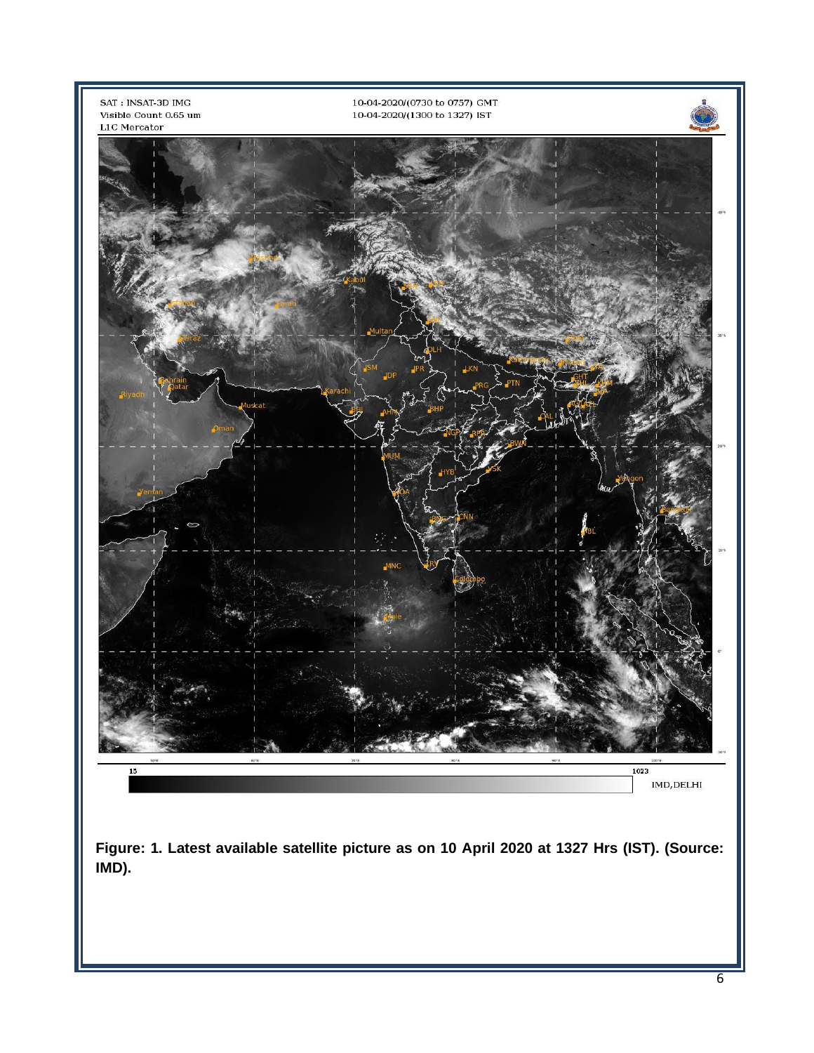**Figure: 1. Latest available satellite picture as on 10 April 2020 at 1327 Hrs (IST). (Source: IMD).**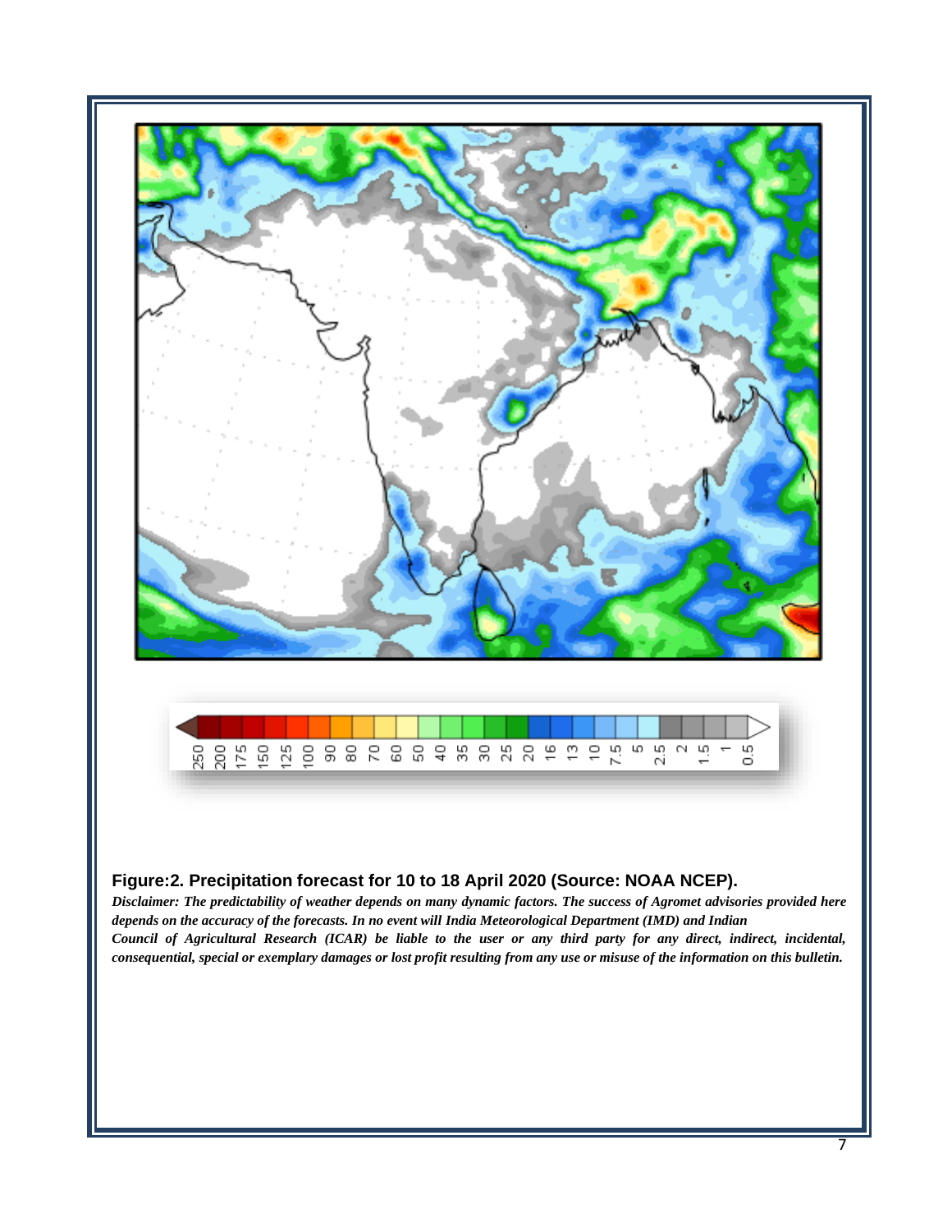250 200 175 150 125 100 90 80 70 60 50 40 35 30 25 20 16 13 10 7.5 5 2.5 2 1.5 1 0.5

**Figure:2. Precipitation forecast for 10 to 18 April 2020 (Source: NOAA NCEP).**

***Disclaimer: The predictability of weather depends on many dynamic factors. The success of Agromet advisories provided here depends on the accuracy of the forecasts. In no event will India Meteorological Department (IMD) and Indian Council of Agricultural Research (ICAR) be liable to the user or any third party for any direct, indirect, incidental, consequential, special or exemplary damages or lost profit resulting from any use or misuse of the information on this bulletin.***